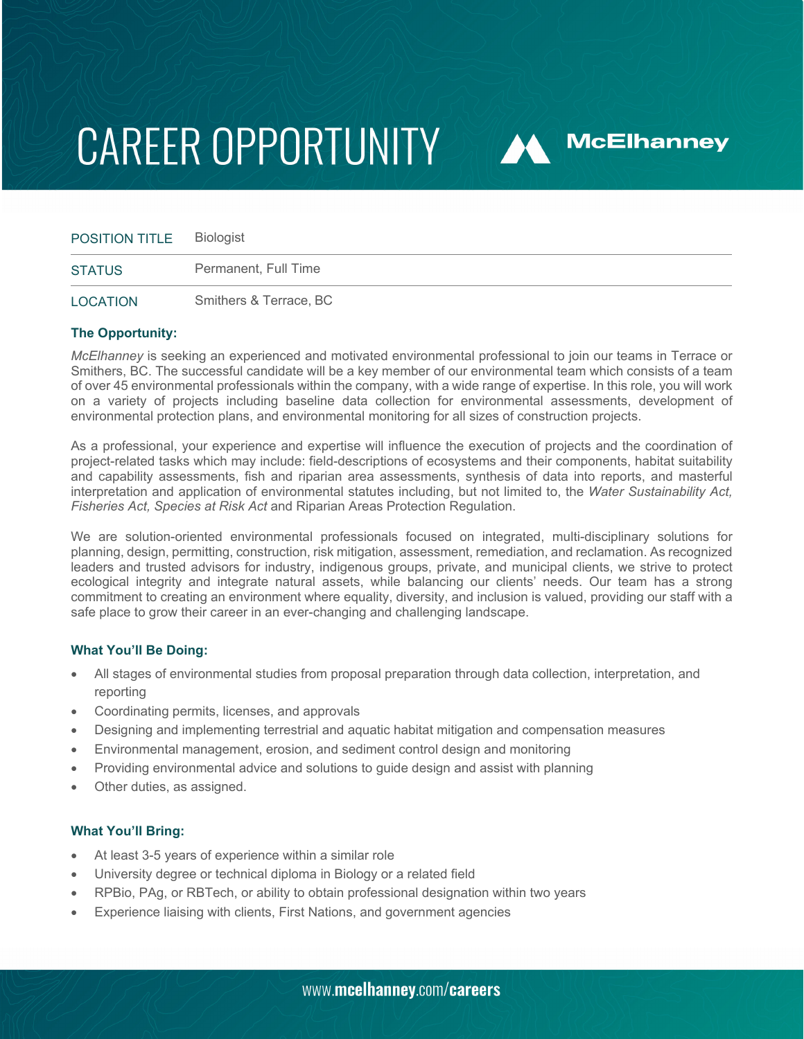# CAREER OPPORTUNITY

McElhanney

| POSITION TITLE | Biologist |
|---|---|
| STATUS | Permanent, Full Time |
| LOCATION | Smithers & Terrace, BC |

**The Opportunity:**

*McElhanney* is seeking an experienced and motivated environmental professional to join our teams in Terrace or Smithers, BC. The successful candidate will be a key member of our environmental team which consists of a team of over 45 environmental professionals within the company, with a wide range of expertise. In this role, you will work on a variety of projects including baseline data collection for environmental assessments, development of environmental protection plans, and environmental monitoring for all sizes of construction projects.

As a professional, your experience and expertise will influence the execution of projects and the coordination of project-related tasks which may include: field-descriptions of ecosystems and their components, habitat suitability and capability assessments, fish and riparian area assessments, synthesis of data into reports, and masterful interpretation and application of environmental statutes including, but not limited to, the *Water Sustainability Act, Fisheries Act, Species at Risk Act* and Riparian Areas Protection Regulation.

We are solution-oriented environmental professionals focused on integrated, multi-disciplinary solutions for planning, design, permitting, construction, risk mitigation, assessment, remediation, and reclamation. As recognized leaders and trusted advisors for industry, indigenous groups, private, and municipal clients, we strive to protect ecological integrity and integrate natural assets, while balancing our clients' needs. Our team has a strong commitment to creating an environment where equality, diversity, and inclusion is valued, providing our staff with a safe place to grow their career in an ever-changing and challenging landscape.

**What You'll Be Doing:**

- All stages of environmental studies from proposal preparation through data collection, interpretation, and reporting
- Coordinating permits, licenses, and approvals
- Designing and implementing terrestrial and aquatic habitat mitigation and compensation measures
- Environmental management, erosion, and sediment control design and monitoring
- Providing environmental advice and solutions to guide design and assist with planning
- Other duties, as assigned.

**What You'll Bring:**

- At least 3-5 years of experience within a similar role
- University degree or technical diploma in Biology or a related field
- RPBio, PAg, or RBTech, or ability to obtain professional designation within two years
- Experience liaising with clients, First Nations, and government agencies

www.mcelhanney.com/careers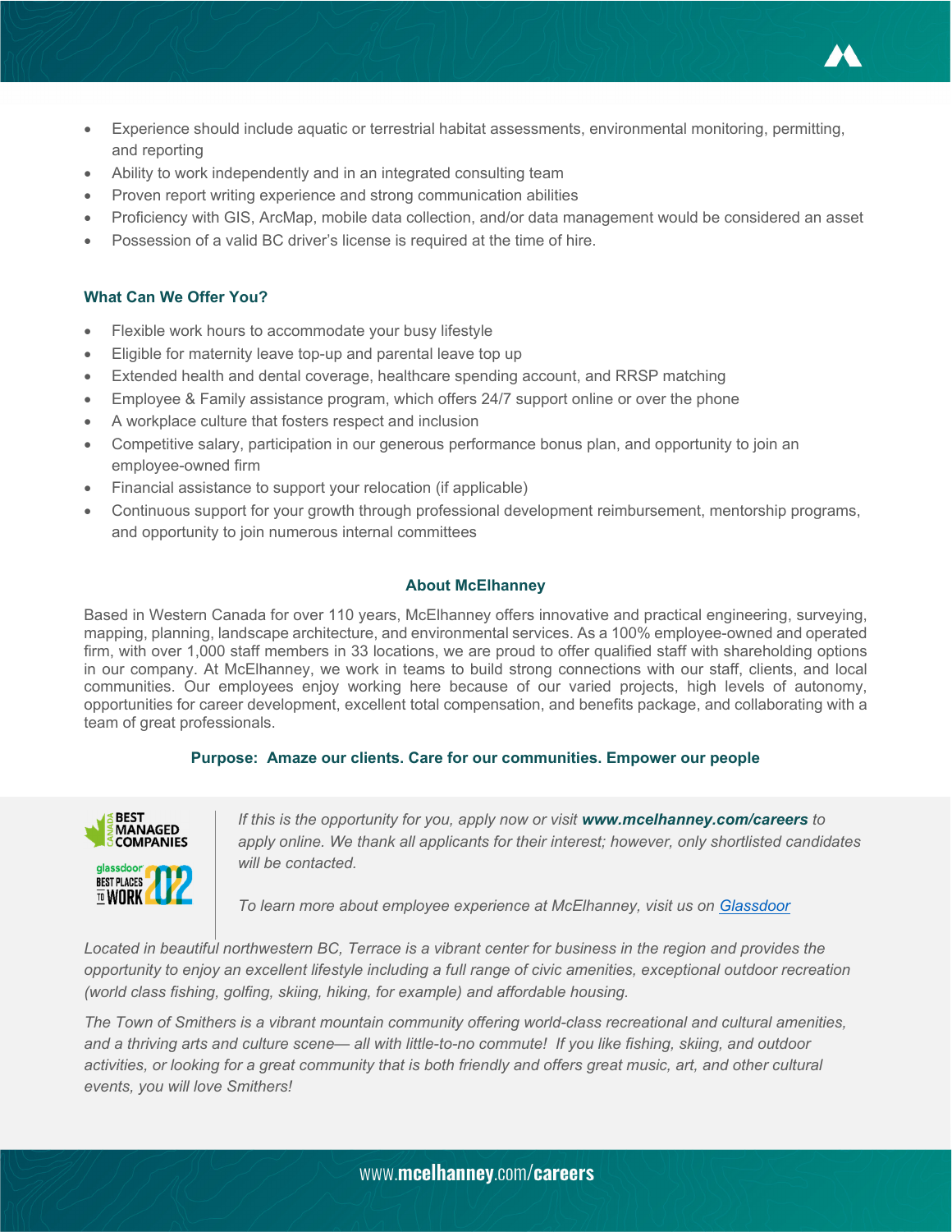- Experience should include aquatic or terrestrial habitat assessments, environmental monitoring, permitting, and reporting
- Ability to work independently and in an integrated consulting team
- Proven report writing experience and strong communication abilities
- Proficiency with GIS, ArcMap, mobile data collection, and/or data management would be considered an asset
- Possession of a valid BC driver's license is required at the time of hire.

### What Can We Offer You?

- Flexible work hours to accommodate your busy lifestyle
- Eligible for maternity leave top-up and parental leave top up
- Extended health and dental coverage, healthcare spending account, and RRSP matching
- Employee & Family assistance program, which offers 24/7 support online or over the phone
- A workplace culture that fosters respect and inclusion
- Competitive salary, participation in our generous performance bonus plan, and opportunity to join an employee-owned firm
- Financial assistance to support your relocation (if applicable)
- Continuous support for your growth through professional development reimbursement, mentorship programs, and opportunity to join numerous internal committees

### About McElhanney

Based in Western Canada for over 110 years, McElhanney offers innovative and practical engineering, surveying, mapping, planning, landscape architecture, and environmental services. As a 100% employee-owned and operated firm, with over 1,000 staff members in 33 locations, we are proud to offer qualified staff with shareholding options in our company. At McElhanney, we work in teams to build strong connections with our staff, clients, and local communities. Our employees enjoy working here because of our varied projects, high levels of autonomy, opportunities for career development, excellent total compensation, and benefits package, and collaborating with a team of great professionals.

**Purpose: Amaze our clients. Care for our communities. Empower our people**

BEST MANAGED COMPANIES CANADA

glassdoor BEST PLACES TO WORK 2022

*If this is the opportunity for you, apply now or visit **www.mcelhanney.com/careers** to apply online. We thank all applicants for their interest; however, only shortlisted candidates will be contacted.*

*To learn more about employee experience at McElhanney, visit us on Glassdoor*

*Located in beautiful northwestern BC, Terrace is a vibrant center for business in the region and provides the opportunity to enjoy an excellent lifestyle including a full range of civic amenities, exceptional outdoor recreation (world class fishing, golfing, skiing, hiking, for example) and affordable housing.*

*The Town of Smithers is a vibrant mountain community offering world-class recreational and cultural amenities, and a thriving arts and culture scene— all with little-to-no commute! If you like fishing, skiing, and outdoor activities, or looking for a great community that is both friendly and offers great music, art, and other cultural events, you will love Smithers!*